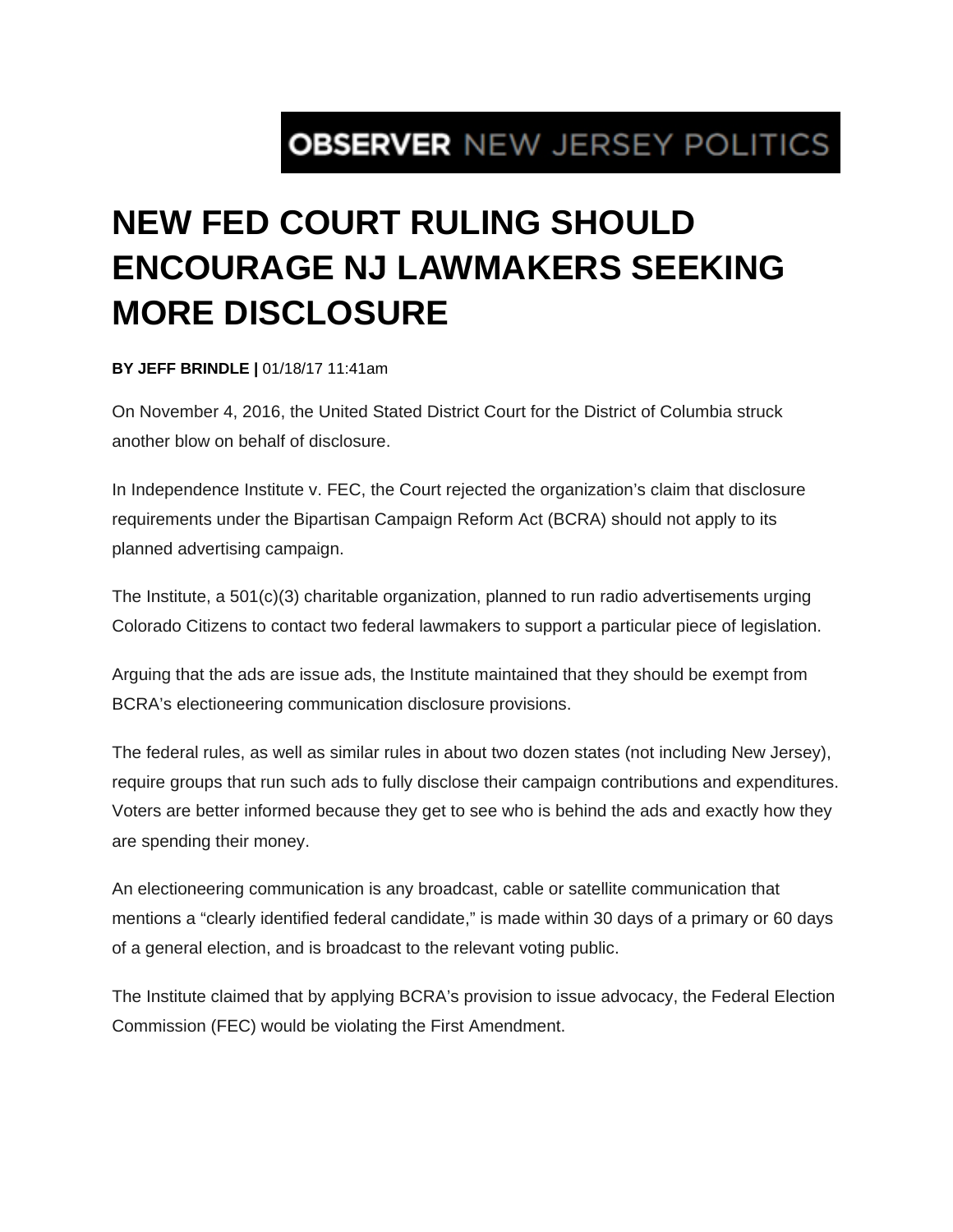OBSERVER NEW JERSEY POLITICS

# NEW FED COURT RULING SHOULD ENCOURAGE NJ LAWMAKERS SEEKING MORE DISCLOSURE

**BY JEFF BRINDLE |** 01/18/17 11:41am

On November 4, 2016, the United Stated District Court for the District of Columbia struck another blow on behalf of disclosure.

In Independence Institute v. FEC, the Court rejected the organization's claim that disclosure requirements under the Bipartisan Campaign Reform Act (BCRA) should not apply to its planned advertising campaign.

The Institute, a 501(c)(3) charitable organization, planned to run radio advertisements urging Colorado Citizens to contact two federal lawmakers to support a particular piece of legislation.

Arguing that the ads are issue ads, the Institute maintained that they should be exempt from BCRA's electioneering communication disclosure provisions.

The federal rules, as well as similar rules in about two dozen states (not including New Jersey), require groups that run such ads to fully disclose their campaign contributions and expenditures. Voters are better informed because they get to see who is behind the ads and exactly how they are spending their money.

An electioneering communication is any broadcast, cable or satellite communication that mentions a "clearly identified federal candidate," is made within 30 days of a primary or 60 days of a general election, and is broadcast to the relevant voting public.

The Institute claimed that by applying BCRA's provision to issue advocacy, the Federal Election Commission (FEC) would be violating the First Amendment.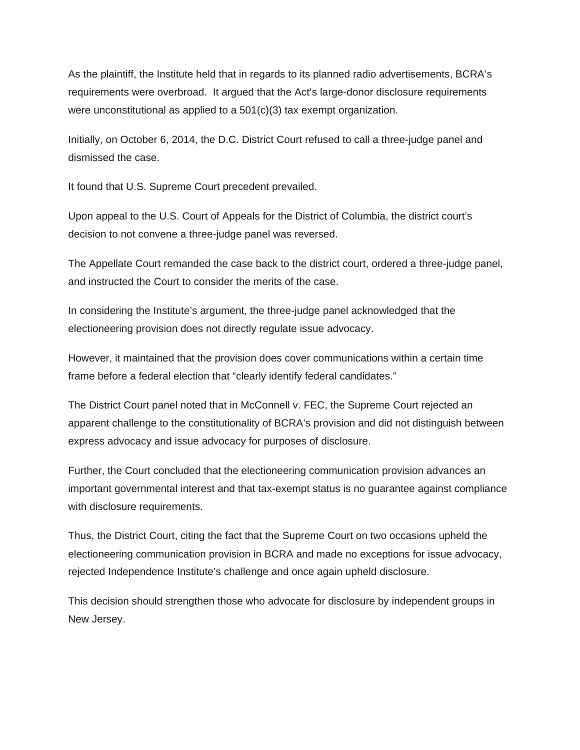As the plaintiff, the Institute held that in regards to its planned radio advertisements, BCRA's requirements were overbroad.  It argued that the Act's large-donor disclosure requirements were unconstitutional as applied to a 501(c)(3) tax exempt organization.

Initially, on October 6, 2014, the D.C. District Court refused to call a three-judge panel and dismissed the case.

It found that U.S. Supreme Court precedent prevailed.

Upon appeal to the U.S. Court of Appeals for the District of Columbia, the district court's decision to not convene a three-judge panel was reversed.

The Appellate Court remanded the case back to the district court, ordered a three-judge panel, and instructed the Court to consider the merits of the case.

In considering the Institute's argument, the three-judge panel acknowledged that the electioneering provision does not directly regulate issue advocacy.

However, it maintained that the provision does cover communications within a certain time frame before a federal election that "clearly identify federal candidates."

The District Court panel noted that in McConnell v. FEC, the Supreme Court rejected an apparent challenge to the constitutionality of BCRA's provision and did not distinguish between express advocacy and issue advocacy for purposes of disclosure.

Further, the Court concluded that the electioneering communication provision advances an important governmental interest and that tax-exempt status is no guarantee against compliance with disclosure requirements.

Thus, the District Court, citing the fact that the Supreme Court on two occasions upheld the electioneering communication provision in BCRA and made no exceptions for issue advocacy, rejected Independence Institute's challenge and once again upheld disclosure.

This decision should strengthen those who advocate for disclosure by independent groups in New Jersey.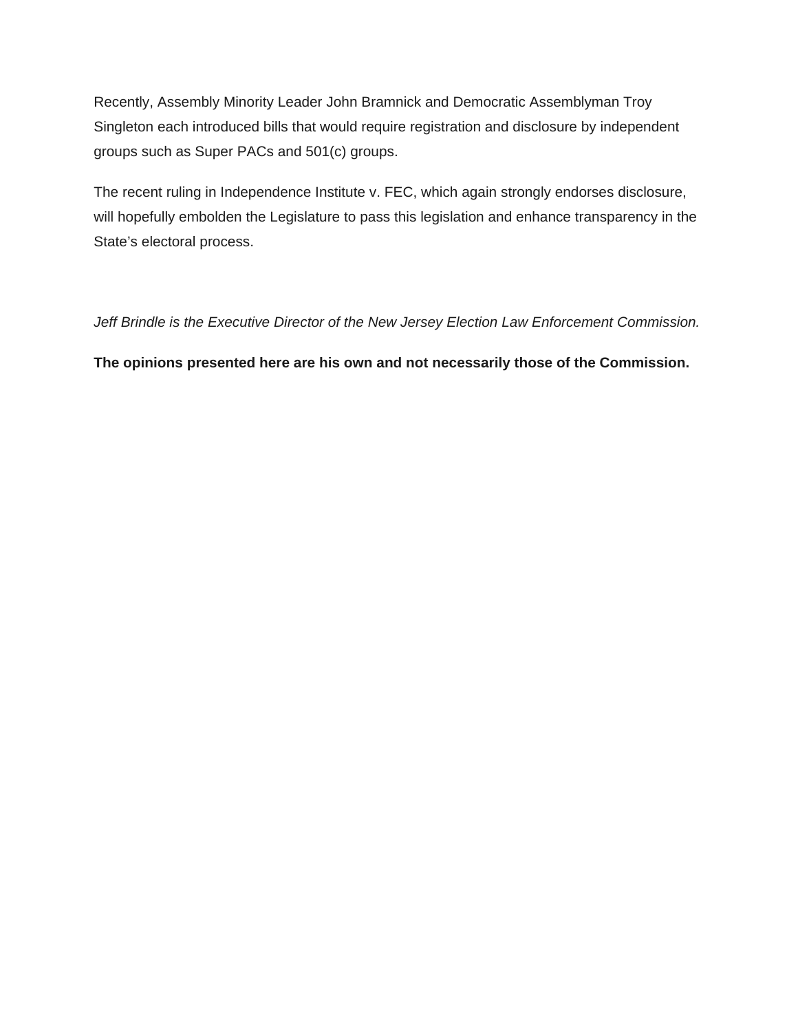Recently, Assembly Minority Leader John Bramnick and Democratic Assemblyman Troy Singleton each introduced bills that would require registration and disclosure by independent groups such as Super PACs and 501(c) groups.

The recent ruling in Independence Institute v. FEC, which again strongly endorses disclosure, will hopefully embolden the Legislature to pass this legislation and enhance transparency in the State's electoral process.

*Jeff Brindle is the Executive Director of the New Jersey Election Law Enforcement Commission.*

**The opinions presented here are his own and not necessarily those of the Commission.**